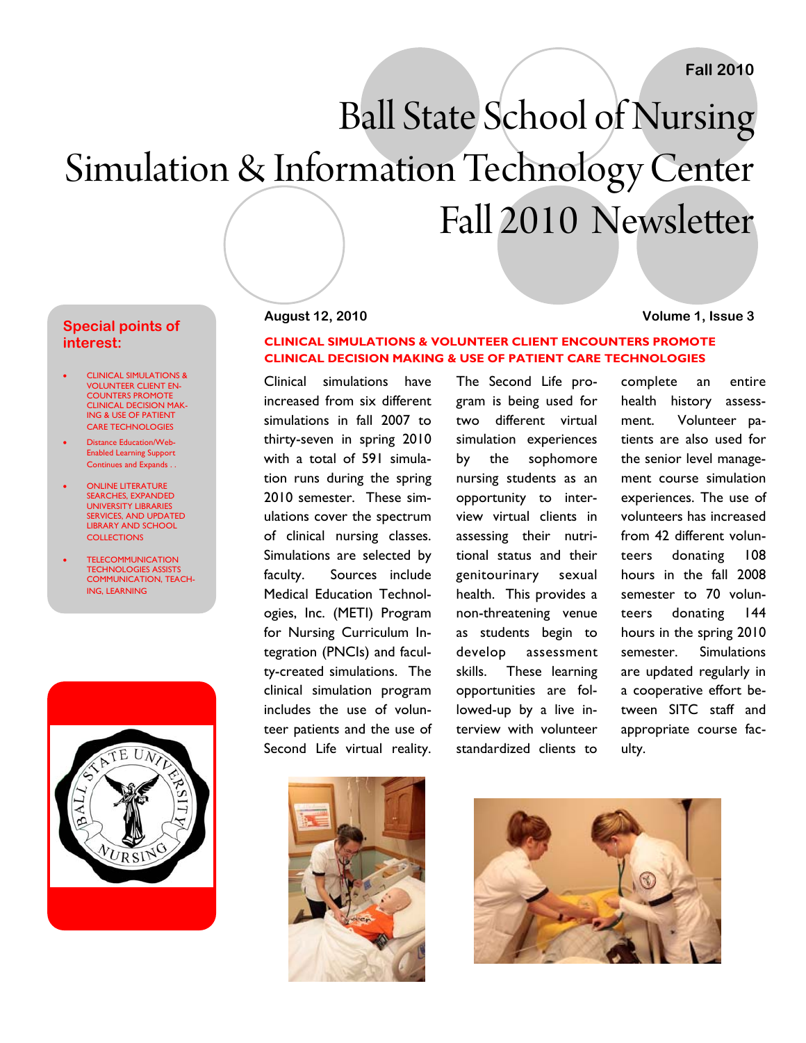Fall 2010

# Ball State School of Nursing Simulation & Information Technology Center Fall 2010 Newsletter

August 12, 2010

Volume 1, Issue 3

## Special points of interest:

- CLINICAL SIMULATIONS & VOLUNTEER CLIENT ENCOUNTERS PROMOTE CLINICAL DECISION MAKING & USE OF PATIENT CARE TECHNOLOGIES
- Distance Education/Web-Enabled Learning Support Continues and Expands . .
- ONLINE LITERATURE SEARCHES, EXPANDED UNIVERSITY LIBRARIES SERVICES, AND UPDATED LIBRARY AND SCHOOL COLLECTIONS
- TELECOMMUNICATION TECHNOLOGIES ASSISTS COMMUNICATION, TEACHING, LEARNING

## CLINICAL SIMULATIONS & VOLUNTEER CLIENT ENCOUNTERS PROMOTE CLINICAL DECISION MAKING & USE OF PATIENT CARE TECHNOLOGIES

Clinical simulations have increased from six different simulations in fall 2007 to thirty-seven in spring 2010 with a total of 591 simulation runs during the spring 2010 semester. These simulations cover the spectrum of clinical nursing classes. Simulations are selected by faculty. Sources include Medical Education Technologies, Inc. (METI) Program for Nursing Curriculum Integration (PNCIs) and faculty-created simulations. The clinical simulation program includes the use of volunteer patients and the use of Second Life virtual reality.

The Second Life program is being used for two different virtual simulation experiences by the sophomore nursing students as an opportunity to interview virtual clients in assessing their nutritional status and their genitourinary sexual health. This provides a non-threatening venue as students begin to develop assessment skills. These learning opportunities are followed-up by a live interview with volunteer standardized clients to complete an entire health history assessment. Volunteer patients are also used for the senior level management course simulation experiences. The use of volunteers has increased from 42 different volunteers donating 108 hours in the fall 2008 semester to 70 volunteers donating 144 hours in the spring 2010 semester. Simulations are updated regularly in a cooperative effort between SITC staff and appropriate course faculty.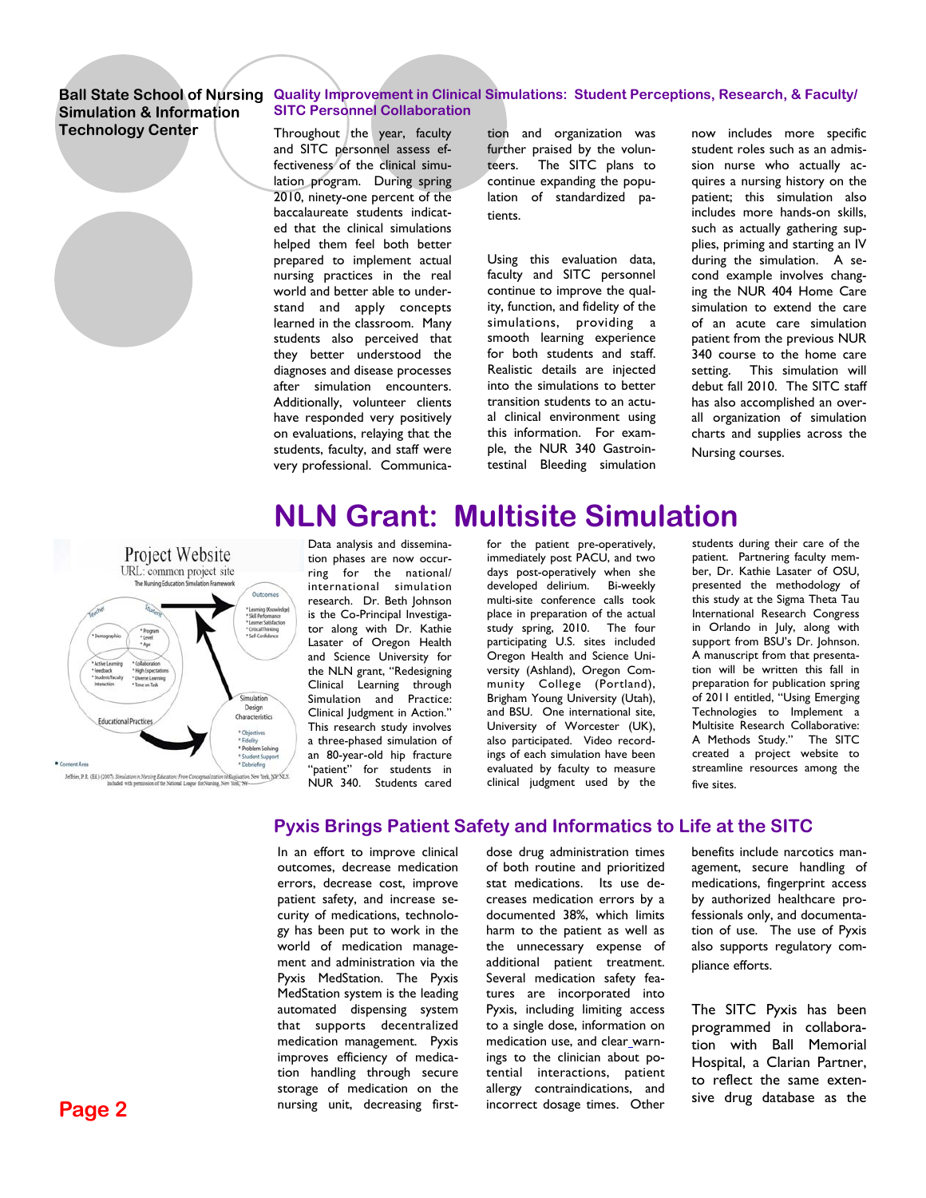**Ball State School of Nursing Simulation & Information Technology Center**

## Quality Improvement in Clinical Simulations: Student Perceptions, Research, & Faculty/SITC Personnel Collaboration

Throughout the year, faculty and SITC personnel assess effectiveness of the clinical simulation program. During spring 2010, ninety-one percent of the baccalaureate students indicated that the clinical simulations helped them feel both better prepared to implement actual nursing practices in the real world and better able to understand and apply concepts learned in the classroom. Many students also perceived that they better understood the diagnoses and disease processes after simulation encounters. Additionally, volunteer clients have responded very positively on evaluations, relaying that the students, faculty, and staff were very professional. Communication and organization was further praised by the volunteers. The SITC plans to continue expanding the population of standardized patients.

Using this evaluation data, faculty and SITC personnel continue to improve the quality, function, and fidelity of the simulations, providing a smooth learning experience for both students and staff. Realistic details are injected into the simulations to better transition students to an actual clinical environment using this information. For example, the NUR 340 Gastrointestinal Bleeding simulation now includes more specific student roles such as an admission nurse who actually acquires a nursing history on the patient; this simulation also includes more hands-on skills, such as actually gathering supplies, priming and starting an IV during the simulation. A second example involves changing the NUR 404 Home Care simulation to extend the care of an acute care simulation patient from the previous NUR 340 course to the home care setting. This simulation will debut fall 2010. The SITC staff has also accomplished an overall organization of simulation charts and supplies across the Nursing courses.

# NLN Grant: Multisite Simulation

Project Website
URL: common project site
The Nursing Education Simulation Framework

Jeffries, P.R. (Ed.) (2007). Simulation in Nursing Education: From Conceptualization to Evaluation. New York, NY: NLN. Included with permission of the National League for Nursing, New York, NY.

Data analysis and dissemination phases are now occurring for the national/international simulation research. Dr. Beth Johnson is the Co-Principal Investigator along with Dr. Kathie Lasater of Oregon Health and Science University for the NLN grant, "Redesigning Clinical Learning through Simulation and Practice: Clinical Judgment in Action." This research study involves a three-phased simulation of an 80-year-old hip fracture "patient" for students in NUR 340. Students cared for the patient pre-operatively, immediately post PACU, and two days post-operatively when she developed delirium. Bi-weekly multi-site conference calls took place in preparation of the actual study spring, 2010. The four participating U.S. sites included Oregon Health and Science University (Ashland), Oregon Community College (Portland), Brigham Young University (Utah), and BSU. One international site, University of Worcester (UK), also participated. Video recordings of each simulation have been evaluated by faculty to measure clinical judgment used by the students during their care of the patient. Partnering faculty member, Dr. Kathie Lasater of OSU, presented the methodology of this study at the Sigma Theta Tau International Research Congress in Orlando in July, along with support from BSU's Dr. Johnson. A manuscript from that presentation will be written this fall in preparation for publication spring of 2011 entitled, "Using Emerging Technologies to Implement a Multisite Research Collaborative: A Methods Study." The SITC created a project website to streamline resources among the five sites.

## Pyxis Brings Patient Safety and Informatics to Life at the SITC

In an effort to improve clinical outcomes, decrease medication errors, decrease cost, improve patient safety, and increase security of medications, technology has been put to work in the world of medication management and administration via the Pyxis MedStation. The Pyxis MedStation system is the leading automated dispensing system that supports decentralized medication management. Pyxis improves efficiency of medication handling through secure storage of medication on the nursing unit, decreasing first-dose drug administration times of both routine and prioritized stat medications. Its use decreases medication errors by a documented 38%, which limits harm to the patient as well as the unnecessary expense of additional patient treatment. Several medication safety features are incorporated into Pyxis, including limiting access to a single dose, information on medication use, and clear warnings to the clinician about potential interactions, patient allergy contraindications, and incorrect dosage times. Other benefits include narcotics management, secure handling of medications, fingerprint access by authorized healthcare professionals only, and documentation of use. The use of Pyxis also supports regulatory compliance efforts.

The SITC Pyxis has been programmed in collaboration with Ball Memorial Hospital, a Clarian Partner, to reflect the same extensive drug database as the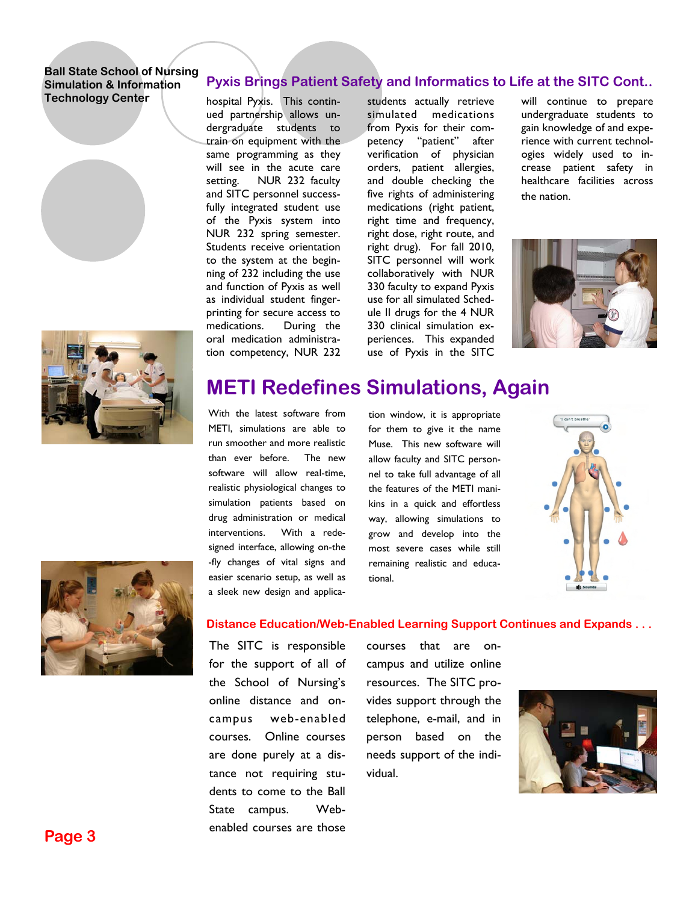## Pyxis Brings Patient Safety and Informatics to Life at the SITC Cont..

hospital Pyxis. This continued partnership allows undergraduate students to train on equipment with the same programming as they will see in the acute care setting. NUR 232 faculty and SITC personnel successfully integrated student use of the Pyxis system into NUR 232 spring semester. Students receive orientation to the system at the beginning of 232 including the use and function of Pyxis as well as individual student fingerprinting for secure access to medications. During the oral medication administration competency, NUR 232 students actually retrieve simulated medications from Pyxis for their competency "patient" after verification of physician orders, patient allergies, and double checking the five rights of administering medications (right patient, right time and frequency, right dose, right route, and right drug). For fall 2010, SITC personnel will work collaboratively with NUR 330 faculty to expand Pyxis use for all simulated Schedule II drugs for the 4 NUR 330 clinical simulation experiences. This expanded use of Pyxis in the SITC will continue to prepare undergraduate students to gain knowledge of and experience with current technologies widely used to increase patient safety in healthcare facilities across the nation.

# METI Redefines Simulations, Again

With the latest software from METI, simulations are able to run smoother and more realistic than ever before. The new software will allow real-time, realistic physiological changes to simulation patients based on drug administration or medical interventions. With a redesigned interface, allowing on-the-fly changes of vital signs and easier scenario setup, as well as a sleek new design and application window, it is appropriate for them to give it the name Muse. This new software will allow faculty and SITC personnel to take full advantage of all the features of the METI manikins in a quick and effortless way, allowing simulations to grow and develop into the most severe cases while still remaining realistic and educational.

### Distance Education/Web-Enabled Learning Support Continues and Expands . . .

The SITC is responsible for the support of all of the School of Nursing's online distance and on-campus web-enabled courses. Online courses are done purely at a distance not requiring students to come to the Ball State campus. Web-enabled courses are those courses that are on-campus and utilize online resources. The SITC provides support through the telephone, e-mail, and in person based on the needs support of the individual.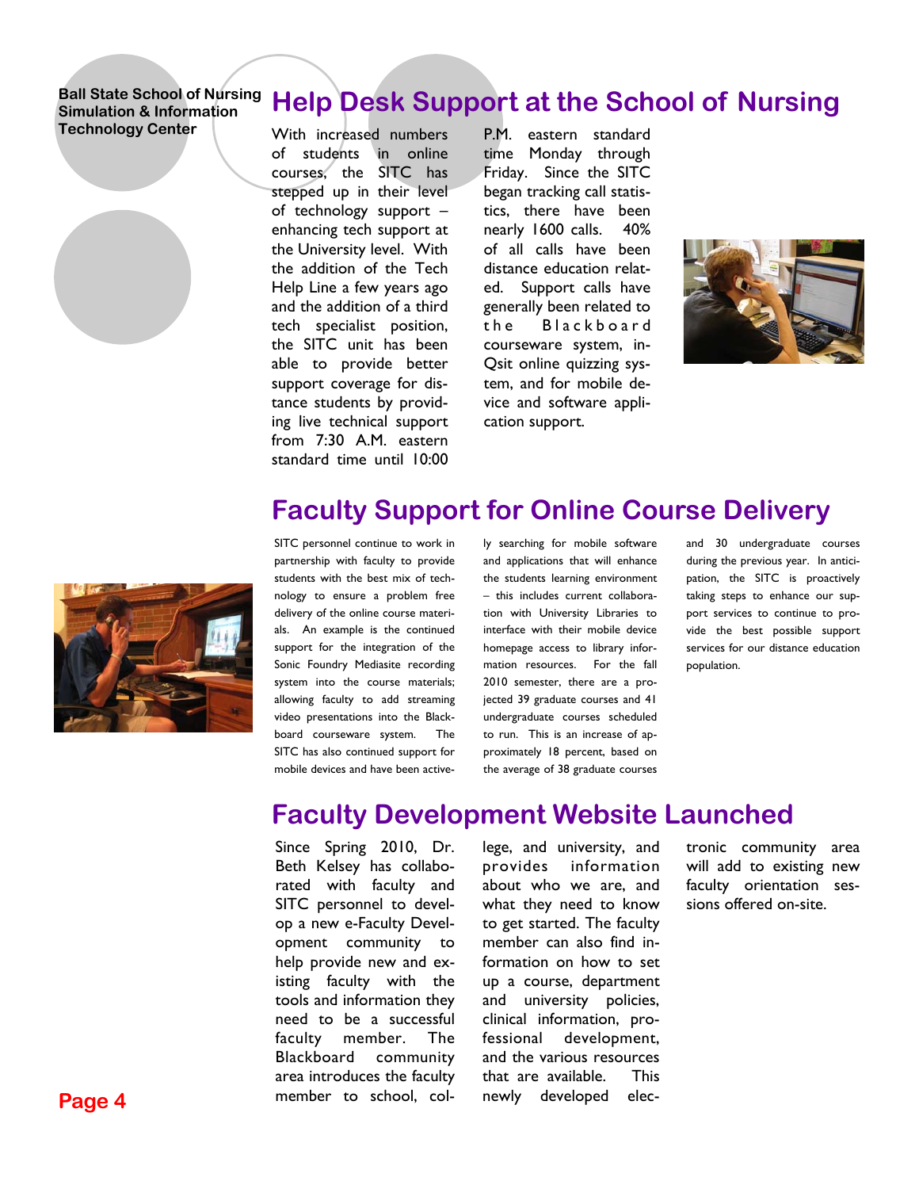Ball State School of Nursing Simulation & Information Technology Center

# Help Desk Support at the School of Nursing

With increased numbers of students in online courses, the SITC has stepped up in their level of technology support – enhancing tech support at the University level. With the addition of the Tech Help Line a few years ago and the addition of a third tech specialist position, the SITC unit has been able to provide better support coverage for distance students by providing live technical support from 7:30 A.M. eastern standard time until 10:00 P.M. eastern standard time Monday through Friday. Since the SITC began tracking call statistics, there have been nearly 1600 calls. 40% of all calls have been distance education related. Support calls have generally been related to the Blackboard courseware system, in-Qsit online quizzing system, and for mobile device and software application support.

# Faculty Support for Online Course Delivery

SITC personnel continue to work in partnership with faculty to provide students with the best mix of technology to ensure a problem free delivery of the online course materials. An example is the continued support for the integration of the Sonic Foundry Mediasite recording system into the course materials; allowing faculty to add streaming video presentations into the Blackboard courseware system. The SITC has also continued support for mobile devices and have been actively searching for mobile software and applications that will enhance the students learning environment – this includes current collaboration with University Libraries to interface with their mobile device homepage access to library information resources. For the fall 2010 semester, there are a projected 39 graduate courses and 41 undergraduate courses scheduled to run. This is an increase of approximately 18 percent, based on the average of 38 graduate courses and 30 undergraduate courses during the previous year. In anticipation, the SITC is proactively taking steps to enhance our support services to continue to provide the best possible support services for our distance education population.

# Faculty Development Website Launched

Since Spring 2010, Dr. Beth Kelsey has collaborated with faculty and SITC personnel to develop a new e-Faculty Development community to help provide new and existing faculty with the tools and information they need to be a successful faculty member. The Blackboard community area introduces the faculty member to school, college, and university, and provides information about who we are, and what they need to know to get started. The faculty member can also find information on how to set up a course, department and university policies, clinical information, professional development, and the various resources that are available. This newly developed electronic community area will add to existing new faculty orientation sessions offered on-site.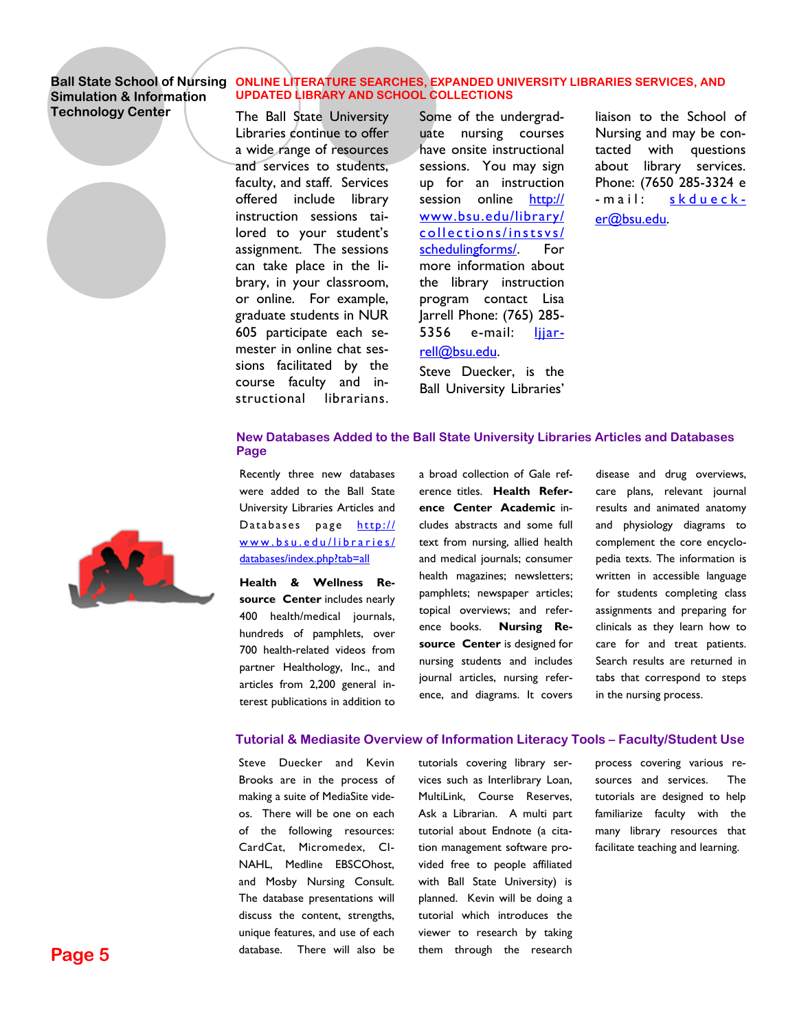Ball State School of Nursing Simulation & Information Technology Center

## ONLINE LITERATURE SEARCHES, EXPANDED UNIVERSITY LIBRARIES SERVICES, AND UPDATED LIBRARY AND SCHOOL COLLECTIONS

The Ball State University Libraries continue to offer a wide range of resources and services to students, faculty, and staff. Services offered include library instruction sessions tailored to your student's assignment. The sessions can take place in the library, in your classroom, or online. For example, graduate students in NUR 605 participate each semester in online chat sessions facilitated by the course faculty and instructional librarians. Some of the undergraduate nursing courses have onsite instructional sessions. You may sign up for an instruction session online http://www.bsu.edu/library/collections/instsvs/schedulingforms/. For more information about the library instruction program contact Lisa Jarrell Phone: (765) 285-5356 e-mail: ljjarrell@bsu.edu.

Steve Duecker, is the Ball University Libraries' liaison to the School of Nursing and may be contacted with questions about library services. Phone: (7650 285-3324 e-mail: skduecker@bsu.edu.

## New Databases Added to the Ball State University Libraries Articles and Databases Page

Recently three new databases were added to the Ball State University Libraries Articles and Databases page http://www.bsu.edu/libraries/databases/index.php?tab=all

**Health & Wellness Resource Center** includes nearly 400 health/medical journals, hundreds of pamphlets, over 700 health-related videos from partner Healthology, Inc., and articles from 2,200 general interest publications in addition to a broad collection of Gale reference titles. **Health Reference Center Academic** includes abstracts and some full text from nursing, allied health and medical journals; consumer health magazines; newsletters; pamphlets; newspaper articles; topical overviews; and reference books. **Nursing Resource Center** is designed for nursing students and includes journal articles, nursing reference, and diagrams. It covers disease and drug overviews, care plans, relevant journal results and animated anatomy and physiology diagrams to complement the core encyclopedia texts. The information is written in accessible language for students completing class assignments and preparing for clinicals as they learn how to care for and treat patients. Search results are returned in tabs that correspond to steps in the nursing process.

## Tutorial & Mediasite Overview of Information Literacy Tools – Faculty/Student Use

Steve Duecker and Kevin Brooks are in the process of making a suite of MediaSite videos. There will be one on each of the following resources: CardCat, Micromedex, CINAHL, Medline EBSCOhost, and Mosby Nursing Consult. The database presentations will discuss the content, strengths, unique features, and use of each database. There will also be tutorials covering library services such as Interlibrary Loan, MultiLink, Course Reserves, Ask a Librarian. A multi part tutorial about Endnote (a citation management software provided free to people affiliated with Ball State University) is planned. Kevin will be doing a tutorial which introduces the viewer to research by taking them through the research process covering various resources and services. The tutorials are designed to help familiarize faculty with the many library resources that facilitate teaching and learning.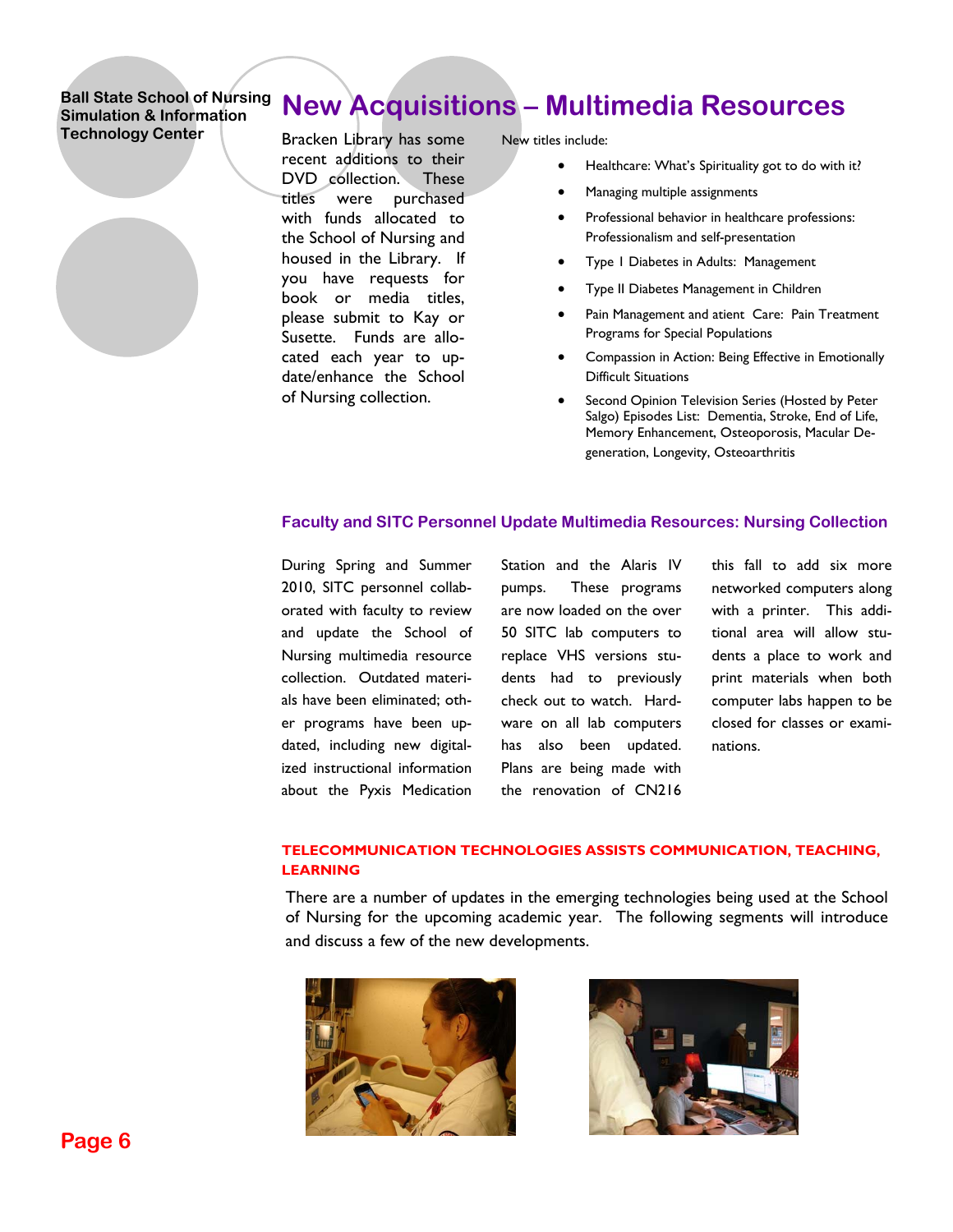Ball State School of Nursing Simulation & Information Technology Center

# New Acquisitions – Multimedia Resources

Bracken Library has some recent additions to their DVD collection. These titles were purchased with funds allocated to the School of Nursing and housed in the Library. If you have requests for book or media titles, please submit to Kay or Susette. Funds are allocated each year to update/enhance the School of Nursing collection.

New titles include:

- Healthcare: What's Spirituality got to do with it?
- Managing multiple assignments
- Professional behavior in healthcare professions: Professionalism and self-presentation
- Type I Diabetes in Adults: Management
- Type II Diabetes Management in Children
- Pain Management and atient Care: Pain Treatment Programs for Special Populations
- Compassion in Action: Being Effective in Emotionally Difficult Situations
- Second Opinion Television Series (Hosted by Peter Salgo) Episodes List: Dementia, Stroke, End of Life, Memory Enhancement, Osteoporosis, Macular Degeneration, Longevity, Osteoarthritis

## Faculty and SITC Personnel Update Multimedia Resources: Nursing Collection

During Spring and Summer 2010, SITC personnel collaborated with faculty to review and update the School of Nursing multimedia resource collection. Outdated materials have been eliminated; other programs have been updated, including new digitalized instructional information about the Pyxis Medication Station and the Alaris IV pumps. These programs are now loaded on the over 50 SITC lab computers to replace VHS versions students had to previously check out to watch. Hardware on all lab computers has also been updated. Plans are being made with the renovation of CN216 this fall to add six more networked computers along with a printer. This additional area will allow students a place to work and print materials when both computer labs happen to be closed for classes or examinations.

## TELECOMMUNICATION TECHNOLOGIES ASSISTS COMMUNICATION, TEACHING, LEARNING

There are a number of updates in the emerging technologies being used at the School of Nursing for the upcoming academic year. The following segments will introduce and discuss a few of the new developments.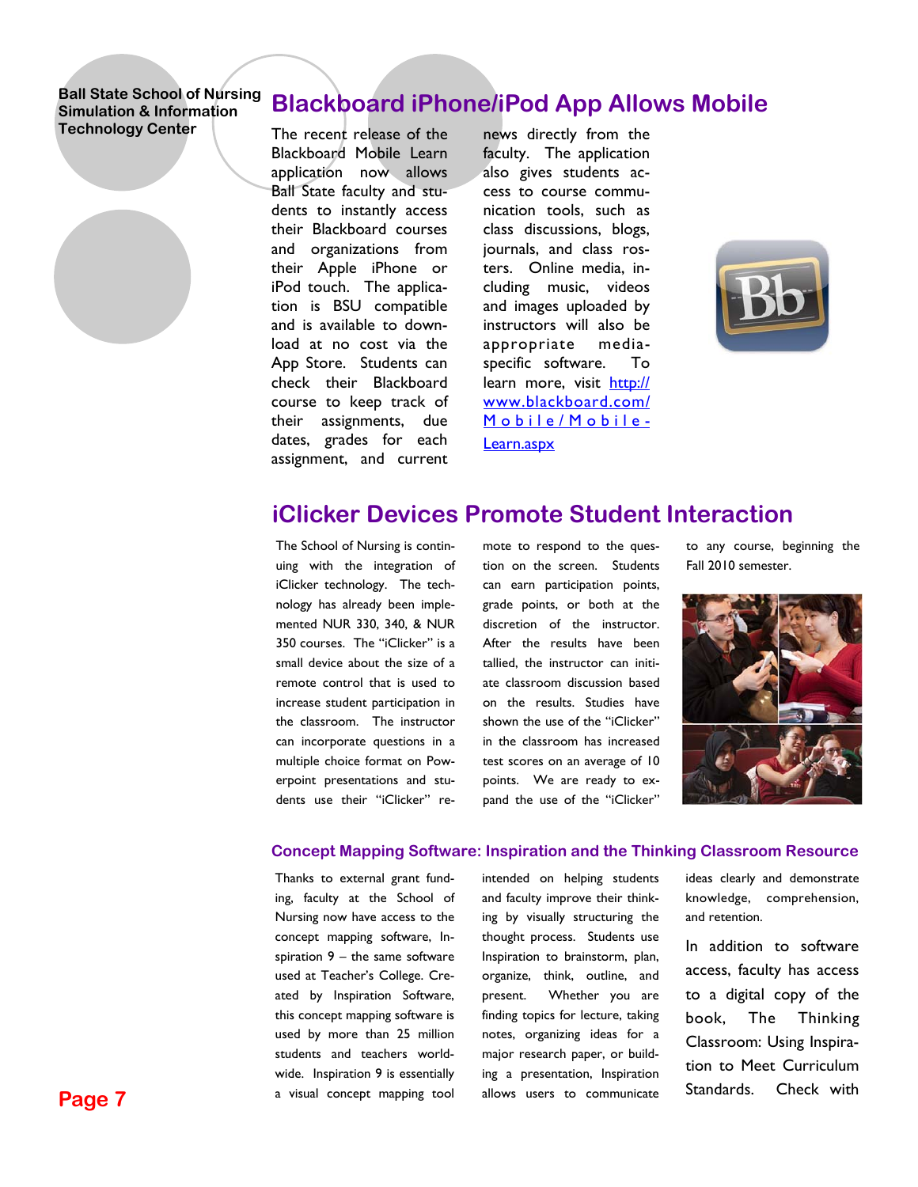## Blackboard iPhone/iPod App Allows Mobile

The recent release of the Blackboard Mobile Learn application now allows Ball State faculty and students to instantly access their Blackboard courses and organizations from their Apple iPhone or iPod touch. The application is BSU compatible and is available to download at no cost via the App Store. Students can check their Blackboard course to keep track of their assignments, due dates, grades for each assignment, and current news directly from the faculty. The application also gives students access to course communication tools, such as class discussions, blogs, journals, and class rosters. Online media, including music, videos and images uploaded by instructors will also be appropriate media-specific software. To learn more, visit [http://www.blackboard.com/Mobile/Mobile-Learn.aspx](http://www.blackboard.com/Mobile/Mobile-Learn.aspx)

## iClicker Devices Promote Student Interaction

The School of Nursing is continuing with the integration of iClicker technology. The technology has already been implemented NUR 330, 340, & NUR 350 courses. The "iClicker" is a small device about the size of a remote control that is used to increase student participation in the classroom. The instructor can incorporate questions in a multiple choice format on Powerpoint presentations and students use their "iClicker" remote to respond to the question on the screen. Students can earn participation points, grade points, or both at the discretion of the instructor. After the results have been tallied, the instructor can initiate classroom discussion based on the results. Studies have shown the use of the "iClicker" in the classroom has increased test scores on an average of 10 points. We are ready to expand the use of the "iClicker" to any course, beginning the Fall 2010 semester.

### Concept Mapping Software: Inspiration and the Thinking Classroom Resource

Thanks to external grant funding, faculty at the School of Nursing now have access to the concept mapping software, Inspiration 9 – the same software used at Teacher's College. Created by Inspiration Software, this concept mapping software is used by more than 25 million students and teachers worldwide. Inspiration 9 is essentially a visual concept mapping tool intended on helping students and faculty improve their thinking by visually structuring the thought process. Students use Inspiration to brainstorm, plan, organize, think, outline, and present. Whether you are finding topics for lecture, taking notes, organizing ideas for a major research paper, or building a presentation, Inspiration allows users to communicate ideas clearly and demonstrate knowledge, comprehension, and retention.

In addition to software access, faculty has access to a digital copy of the book, The Thinking Classroom: Using Inspiration to Meet Curriculum Standards. Check with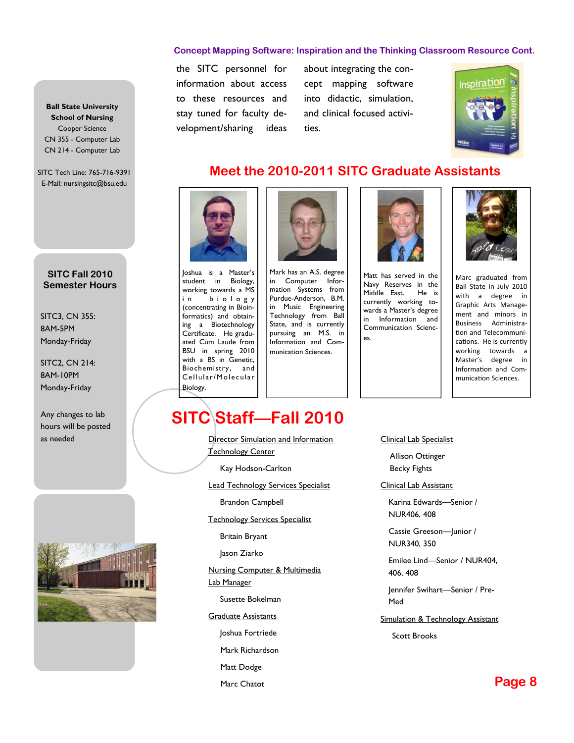## Concept Mapping Software: Inspiration and the Thinking Classroom Resource Cont.

the SITC personnel for information about access to these resources and stay tuned for faculty development/sharing ideas about integrating the concept mapping software into didactic, simulation, and clinical focused activities.

**Ball State University School of Nursing**
Cooper Science
CN 355 - Computer Lab
CN 214 - Computer Lab

SITC Tech Line: 765-716-9391
E-Mail: nursingsitc@bsu.edu

### SITC Fall 2010 Semester Hours

SITC3, CN 355:
8AM-5PM
Monday-Friday

SITC2, CN 214:
8AM-10PM
Monday-Friday

Any changes to lab hours will be posted as needed

## Meet the 2010-2011 SITC Graduate Assistants

Joshua is a Master's student in Biology, working towards a MS in biology (concentrating in Bioinformatics) and obtaining a Biotechnology Certificate. He graduated Cum Laude from BSU in spring 2010 with a BS in Genetic, Biochemistry, and Cellular/Molecular Biology.

Mark has an A.S. degree in Computer Information Systems from Purdue-Anderson, B.M. in Music Engineering Technology from Ball State, and is currently pursuing an M.S. in Information and Communication Sciences.

Matt has served in the Navy Reserves in the Middle East. He is currently working towards a Master's degree in Information and Communication Sciences.

Marc graduated from Ball State in July 2010 with a degree in Graphic Arts Management and minors in Business Administration and Telecommunications. He is currently working towards a Master's degree in Information and Communication Sciences.

## SITC Staff—Fall 2010

Director Simulation and Information Technology Center

- Kay Hodson-Carlton

Lead Technology Services Specialist

- Brandon Campbell

Technology Services Specialist

- Britain Bryant
- Jason Ziarko

Nursing Computer & Multimedia Lab Manager

- Susette Bokelman

Graduate Assistants

- Joshua Fortriede
- Mark Richardson
- Matt Dodge
- Marc Chatot

Clinical Lab Specialist

- Allison Ottinger
- Becky Fights

Clinical Lab Assistant

- Karina Edwards—Senior / NUR406, 408
- Cassie Greeson—Junior / NUR340, 350
- Emilee Lind—Senior / NUR404, 406, 408
- Jennifer Swihart—Senior / Pre-Med

Simulation & Technology Assistant

- Scott Brooks